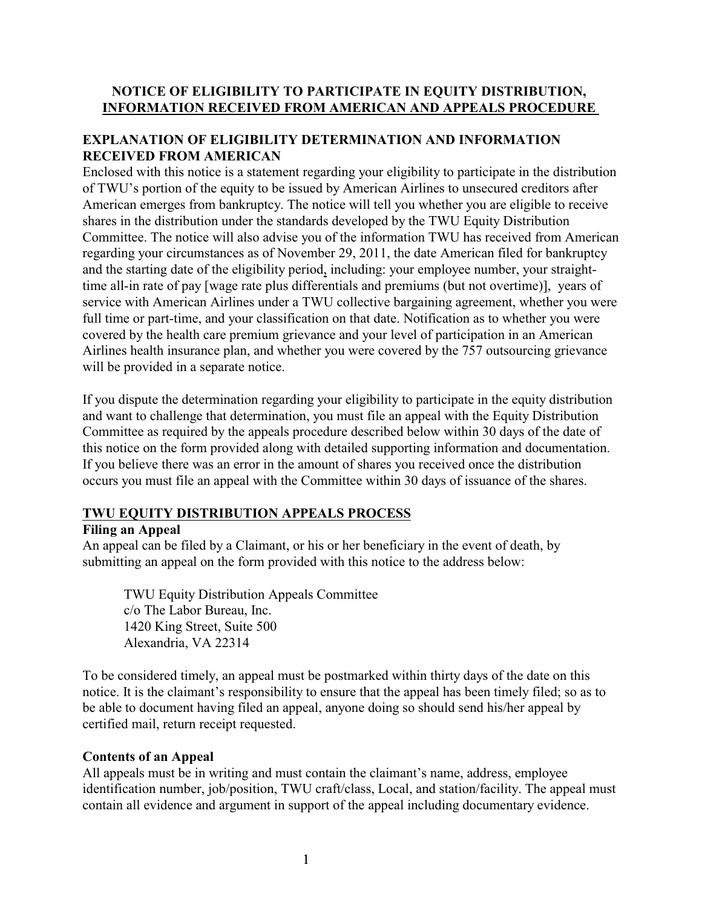**NOTICE OF ELIGIBILITY TO PARTICIPATE IN EQUITY DISTRIBUTION, INFORMATION RECEIVED FROM AMERICAN AND APPEALS PROCEDURE**

**EXPLANATION OF ELIGIBILITY DETERMINATION AND INFORMATION RECEIVED FROM AMERICAN**

Enclosed with this notice is a statement regarding your eligibility to participate in the distribution of TWU's portion of the equity to be issued by American Airlines to unsecured creditors after American emerges from bankruptcy. The notice will tell you whether you are eligible to receive shares in the distribution under the standards developed by the TWU Equity Distribution Committee. The notice will also advise you of the information TWU has received from American regarding your circumstances as of November 29, 2011, the date American filed for bankruptcy and the starting date of the eligibility period, including: your employee number, your straight-time all-in rate of pay [wage rate plus differentials and premiums (but not overtime)], years of service with American Airlines under a TWU collective bargaining agreement, whether you were full time or part-time, and your classification on that date. Notification as to whether you were covered by the health care premium grievance and your level of participation in an American Airlines health insurance plan, and whether you were covered by the 757 outsourcing grievance will be provided in a separate notice.

If you dispute the determination regarding your eligibility to participate in the equity distribution and want to challenge that determination, you must file an appeal with the Equity Distribution Committee as required by the appeals procedure described below within 30 days of the date of this notice on the form provided along with detailed supporting information and documentation. If you believe there was an error in the amount of shares you received once the distribution occurs you must file an appeal with the Committee within 30 days of issuance of the shares.

**TWU EQUITY DISTRIBUTION APPEALS PROCESS**

**Filing an Appeal**

An appeal can be filed by a Claimant, or his or her beneficiary in the event of death, by submitting an appeal on the form provided with this notice to the address below:

TWU Equity Distribution Appeals Committee
c/o The Labor Bureau, Inc.
1420 King Street, Suite 500
Alexandria, VA 22314

To be considered timely, an appeal must be postmarked within thirty days of the date on this notice. It is the claimant's responsibility to ensure that the appeal has been timely filed; so as to be able to document having filed an appeal, anyone doing so should send his/her appeal by certified mail, return receipt requested.

**Contents of an Appeal**

All appeals must be in writing and must contain the claimant's name, address, employee identification number, job/position, TWU craft/class, Local, and station/facility. The appeal must contain all evidence and argument in support of the appeal including documentary evidence.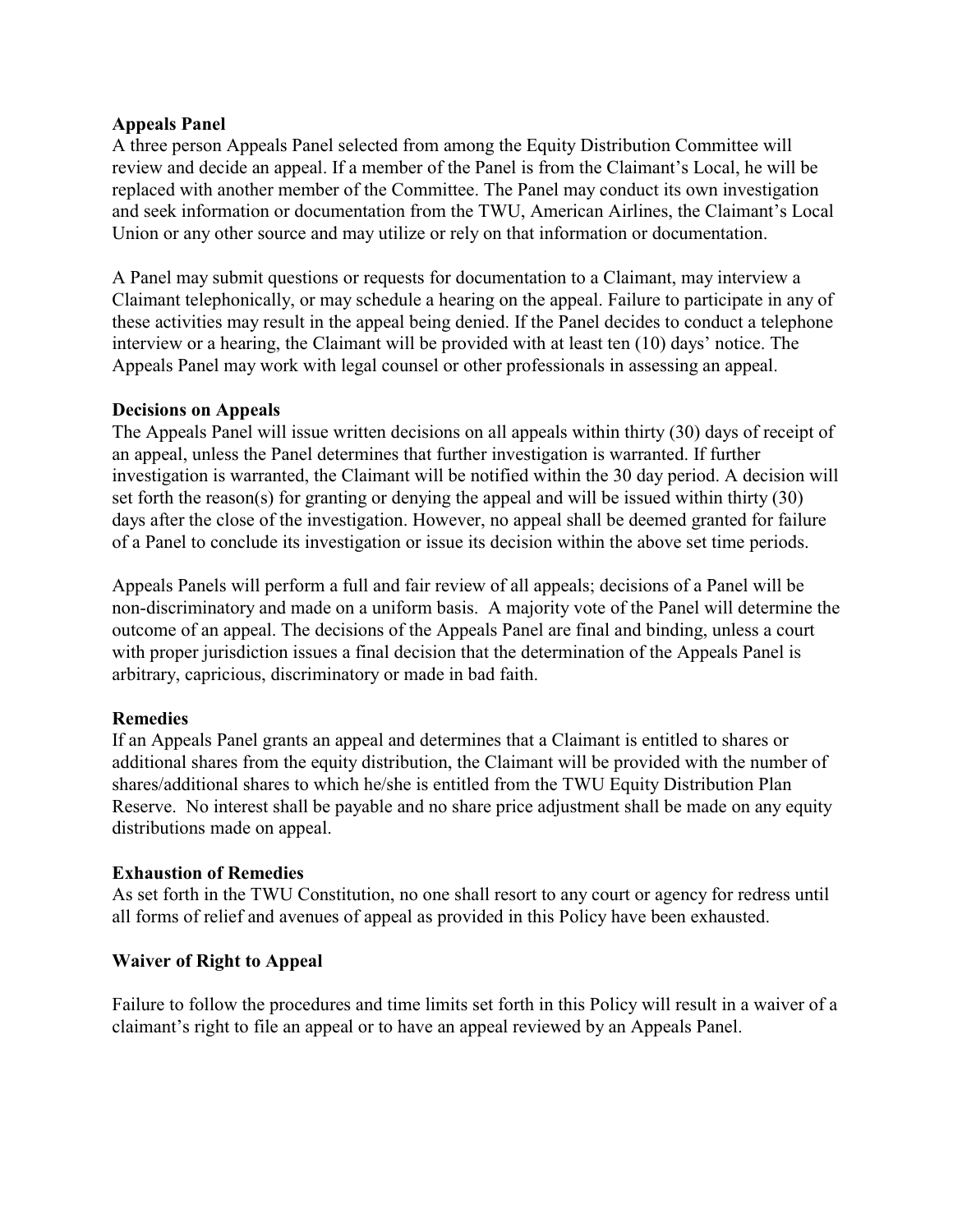**Appeals Panel**

A three person Appeals Panel selected from among the Equity Distribution Committee will review and decide an appeal. If a member of the Panel is from the Claimant's Local, he will be replaced with another member of the Committee. The Panel may conduct its own investigation and seek information or documentation from the TWU, American Airlines, the Claimant's Local Union or any other source and may utilize or rely on that information or documentation.

A Panel may submit questions or requests for documentation to a Claimant, may interview a Claimant telephonically, or may schedule a hearing on the appeal. Failure to participate in any of these activities may result in the appeal being denied. If the Panel decides to conduct a telephone interview or a hearing, the Claimant will be provided with at least ten (10) days' notice. The Appeals Panel may work with legal counsel or other professionals in assessing an appeal.

**Decisions on Appeals**

The Appeals Panel will issue written decisions on all appeals within thirty (30) days of receipt of an appeal, unless the Panel determines that further investigation is warranted. If further investigation is warranted, the Claimant will be notified within the 30 day period. A decision will set forth the reason(s) for granting or denying the appeal and will be issued within thirty (30) days after the close of the investigation. However, no appeal shall be deemed granted for failure of a Panel to conclude its investigation or issue its decision within the above set time periods.

Appeals Panels will perform a full and fair review of all appeals; decisions of a Panel will be non-discriminatory and made on a uniform basis. A majority vote of the Panel will determine the outcome of an appeal. The decisions of the Appeals Panel are final and binding, unless a court with proper jurisdiction issues a final decision that the determination of the Appeals Panel is arbitrary, capricious, discriminatory or made in bad faith.

**Remedies**

If an Appeals Panel grants an appeal and determines that a Claimant is entitled to shares or additional shares from the equity distribution, the Claimant will be provided with the number of shares/additional shares to which he/she is entitled from the TWU Equity Distribution Plan Reserve. No interest shall be payable and no share price adjustment shall be made on any equity distributions made on appeal.

**Exhaustion of Remedies**

As set forth in the TWU Constitution, no one shall resort to any court or agency for redress until all forms of relief and avenues of appeal as provided in this Policy have been exhausted.

**Waiver of Right to Appeal**

Failure to follow the procedures and time limits set forth in this Policy will result in a waiver of a claimant's right to file an appeal or to have an appeal reviewed by an Appeals Panel.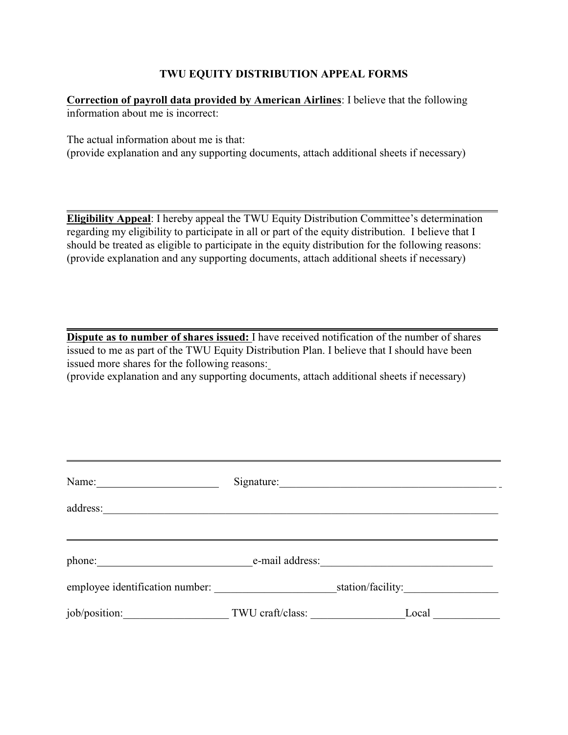# TWU EQUITY DISTRIBUTION APPEAL FORMS

**Correction of payroll data provided by American Airlines**: I believe that the following information about me is incorrect:

The actual information about me is that:
(provide explanation and any supporting documents, attach additional sheets if necessary)

---

**Eligibility Appeal**: I hereby appeal the TWU Equity Distribution Committee's determination regarding my eligibility to participate in all or part of the equity distribution. I believe that I should be treated as eligible to participate in the equity distribution for the following reasons:
(provide explanation and any supporting documents, attach additional sheets if necessary)

---

**Dispute as to number of shares issued:** I have received notification of the number of shares issued to me as part of the TWU Equity Distribution Plan. I believe that I should have been issued more shares for the following reasons:
(provide explanation and any supporting documents, attach additional sheets if necessary)

---

Name:______________________ Signature:________________________________________

address:________________________________________________________________________

________________________________________________________________________________

phone:____________________________ e-mail address:_______________________________

employee identification number: ______________________ station/facility:________________

job/position:__________________ TWU craft/class: ________________ Local ____________